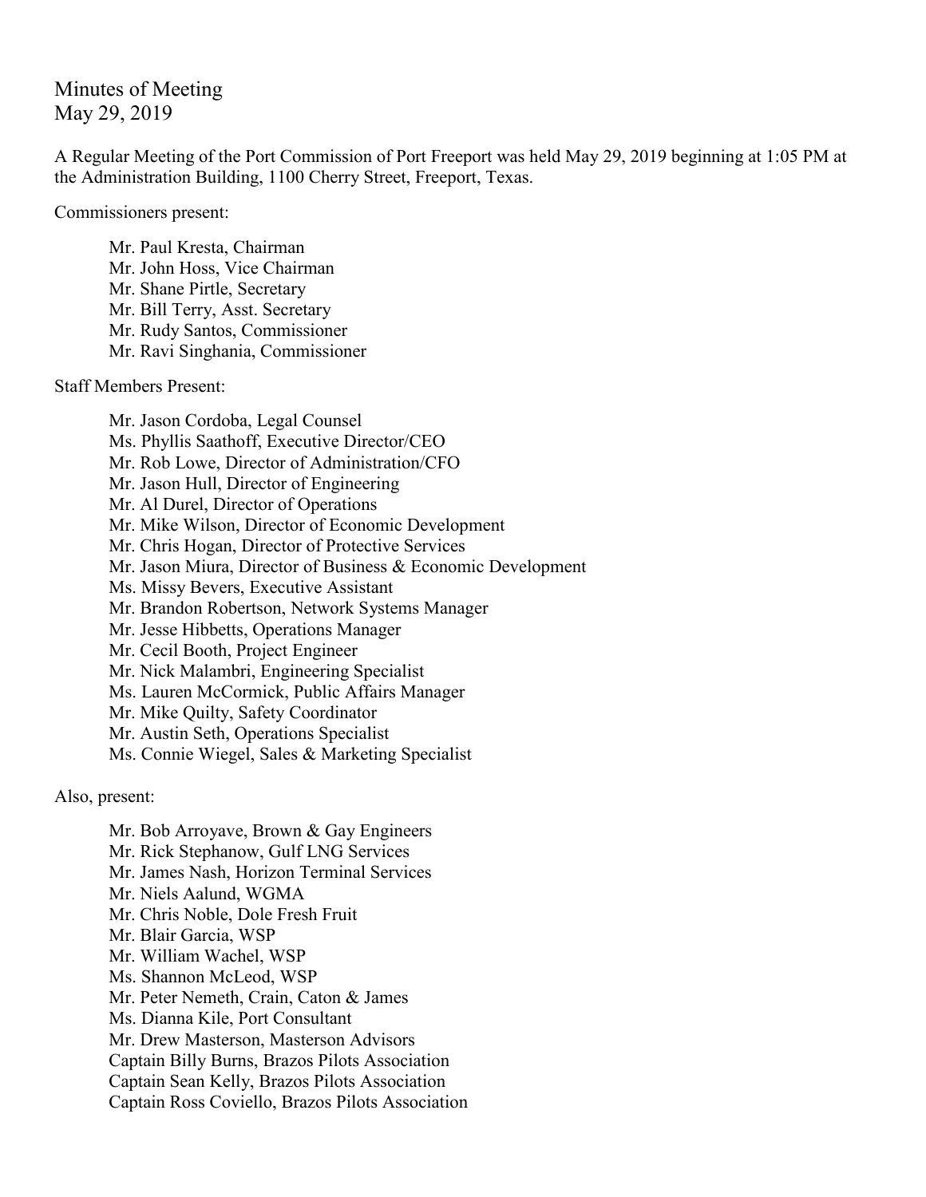# Minutes of Meeting
May 29, 2019

A Regular Meeting of the Port Commission of Port Freeport was held May 29, 2019 beginning at 1:05 PM at the Administration Building, 1100 Cherry Street, Freeport, Texas.

Commissioners present:

- Mr. Paul Kresta, Chairman
- Mr. John Hoss, Vice Chairman
- Mr. Shane Pirtle, Secretary
- Mr. Bill Terry, Asst. Secretary
- Mr. Rudy Santos, Commissioner
- Mr. Ravi Singhania, Commissioner

Staff Members Present:

- Mr. Jason Cordoba, Legal Counsel
- Ms. Phyllis Saathoff, Executive Director/CEO
- Mr. Rob Lowe, Director of Administration/CFO
- Mr. Jason Hull, Director of Engineering
- Mr. Al Durel, Director of Operations
- Mr. Mike Wilson, Director of Economic Development
- Mr. Chris Hogan, Director of Protective Services
- Mr. Jason Miura, Director of Business & Economic Development
- Ms. Missy Bevers, Executive Assistant
- Mr. Brandon Robertson, Network Systems Manager
- Mr. Jesse Hibbetts, Operations Manager
- Mr. Cecil Booth, Project Engineer
- Mr. Nick Malambri, Engineering Specialist
- Ms. Lauren McCormick, Public Affairs Manager
- Mr. Mike Quilty, Safety Coordinator
- Mr. Austin Seth, Operations Specialist
- Ms. Connie Wiegel, Sales & Marketing Specialist

Also, present:

- Mr. Bob Arroyave, Brown & Gay Engineers
- Mr. Rick Stephanow, Gulf LNG Services
- Mr. James Nash, Horizon Terminal Services
- Mr. Niels Aalund, WGMA
- Mr. Chris Noble, Dole Fresh Fruit
- Mr. Blair Garcia, WSP
- Mr. William Wachel, WSP
- Ms. Shannon McLeod, WSP
- Mr. Peter Nemeth, Crain, Caton & James
- Ms. Dianna Kile, Port Consultant
- Mr. Drew Masterson, Masterson Advisors
- Captain Billy Burns, Brazos Pilots Association
- Captain Sean Kelly, Brazos Pilots Association
- Captain Ross Coviello, Brazos Pilots Association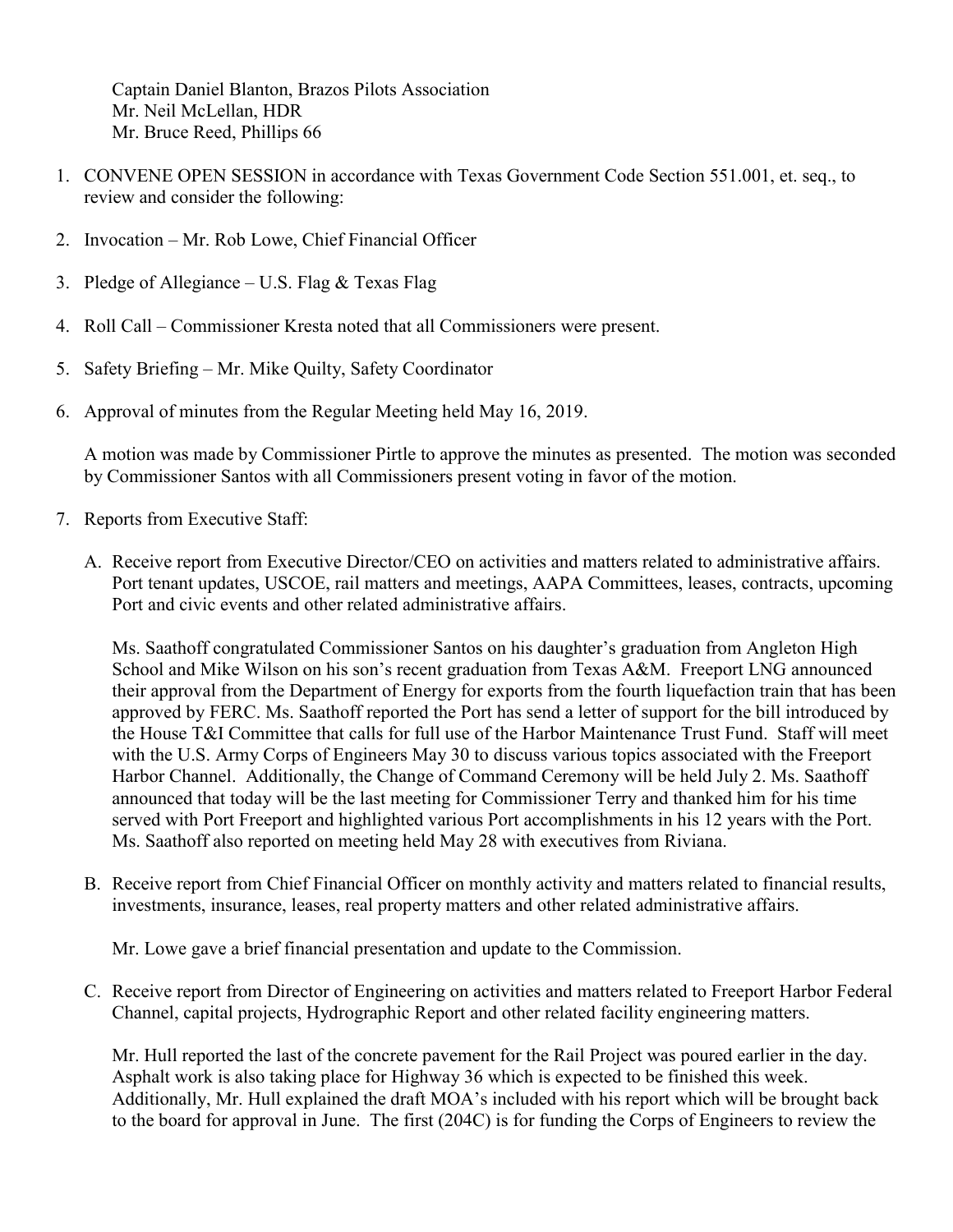Captain Daniel Blanton, Brazos Pilots Association
Mr. Neil McLellan, HDR
Mr. Bruce Reed, Phillips 66

1. CONVENE OPEN SESSION in accordance with Texas Government Code Section 551.001, et. seq., to review and consider the following:

2. Invocation – Mr. Rob Lowe, Chief Financial Officer

3. Pledge of Allegiance – U.S. Flag & Texas Flag

4. Roll Call – Commissioner Kresta noted that all Commissioners were present.

5. Safety Briefing – Mr. Mike Quilty, Safety Coordinator

6. Approval of minutes from the Regular Meeting held May 16, 2019.

   A motion was made by Commissioner Pirtle to approve the minutes as presented. The motion was seconded by Commissioner Santos with all Commissioners present voting in favor of the motion.

7. Reports from Executive Staff:

   A. Receive report from Executive Director/CEO on activities and matters related to administrative affairs. Port tenant updates, USCOE, rail matters and meetings, AAPA Committees, leases, contracts, upcoming Port and civic events and other related administrative affairs.

      Ms. Saathoff congratulated Commissioner Santos on his daughter's graduation from Angleton High School and Mike Wilson on his son's recent graduation from Texas A&M. Freeport LNG announced their approval from the Department of Energy for exports from the fourth liquefaction train that has been approved by FERC. Ms. Saathoff reported the Port has send a letter of support for the bill introduced by the House T&I Committee that calls for full use of the Harbor Maintenance Trust Fund. Staff will meet with the U.S. Army Corps of Engineers May 30 to discuss various topics associated with the Freeport Harbor Channel. Additionally, the Change of Command Ceremony will be held July 2. Ms. Saathoff announced that today will be the last meeting for Commissioner Terry and thanked him for his time served with Port Freeport and highlighted various Port accomplishments in his 12 years with the Port. Ms. Saathoff also reported on meeting held May 28 with executives from Riviana.

   B. Receive report from Chief Financial Officer on monthly activity and matters related to financial results, investments, insurance, leases, real property matters and other related administrative affairs.

      Mr. Lowe gave a brief financial presentation and update to the Commission.

   C. Receive report from Director of Engineering on activities and matters related to Freeport Harbor Federal Channel, capital projects, Hydrographic Report and other related facility engineering matters.

      Mr. Hull reported the last of the concrete pavement for the Rail Project was poured earlier in the day. Asphalt work is also taking place for Highway 36 which is expected to be finished this week. Additionally, Mr. Hull explained the draft MOA's included with his report which will be brought back to the board for approval in June. The first (204C) is for funding the Corps of Engineers to review the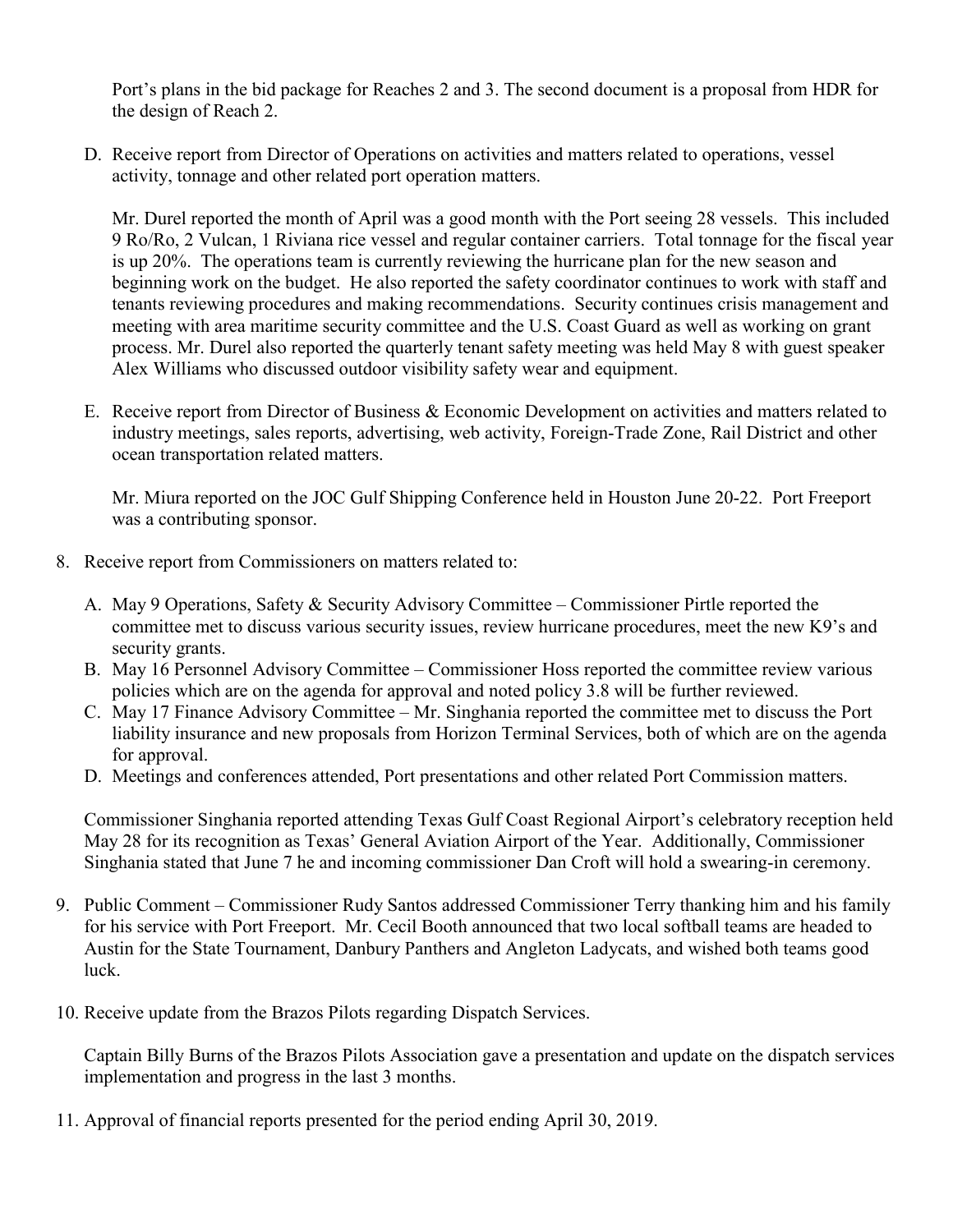Port's plans in the bid package for Reaches 2 and 3. The second document is a proposal from HDR for the design of Reach 2.

D. Receive report from Director of Operations on activities and matters related to operations, vessel activity, tonnage and other related port operation matters.

   Mr. Durel reported the month of April was a good month with the Port seeing 28 vessels. This included 9 Ro/Ro, 2 Vulcan, 1 Riviana rice vessel and regular container carriers. Total tonnage for the fiscal year is up 20%. The operations team is currently reviewing the hurricane plan for the new season and beginning work on the budget. He also reported the safety coordinator continues to work with staff and tenants reviewing procedures and making recommendations. Security continues crisis management and meeting with area maritime security committee and the U.S. Coast Guard as well as working on grant process. Mr. Durel also reported the quarterly tenant safety meeting was held May 8 with guest speaker Alex Williams who discussed outdoor visibility safety wear and equipment.

E. Receive report from Director of Business & Economic Development on activities and matters related to industry meetings, sales reports, advertising, web activity, Foreign-Trade Zone, Rail District and other ocean transportation related matters.

   Mr. Miura reported on the JOC Gulf Shipping Conference held in Houston June 20-22. Port Freeport was a contributing sponsor.

8. Receive report from Commissioners on matters related to:

   A. May 9 Operations, Safety & Security Advisory Committee – Commissioner Pirtle reported the committee met to discuss various security issues, review hurricane procedures, meet the new K9's and security grants.
   B. May 16 Personnel Advisory Committee – Commissioner Hoss reported the committee review various policies which are on the agenda for approval and noted policy 3.8 will be further reviewed.
   C. May 17 Finance Advisory Committee – Mr. Singhania reported the committee met to discuss the Port liability insurance and new proposals from Horizon Terminal Services, both of which are on the agenda for approval.
   D. Meetings and conferences attended, Port presentations and other related Port Commission matters.

   Commissioner Singhania reported attending Texas Gulf Coast Regional Airport's celebratory reception held May 28 for its recognition as Texas' General Aviation Airport of the Year. Additionally, Commissioner Singhania stated that June 7 he and incoming commissioner Dan Croft will hold a swearing-in ceremony.

9. Public Comment – Commissioner Rudy Santos addressed Commissioner Terry thanking him and his family for his service with Port Freeport. Mr. Cecil Booth announced that two local softball teams are headed to Austin for the State Tournament, Danbury Panthers and Angleton Ladycats, and wished both teams good luck.

10. Receive update from the Brazos Pilots regarding Dispatch Services.

    Captain Billy Burns of the Brazos Pilots Association gave a presentation and update on the dispatch services implementation and progress in the last 3 months.

11. Approval of financial reports presented for the period ending April 30, 2019.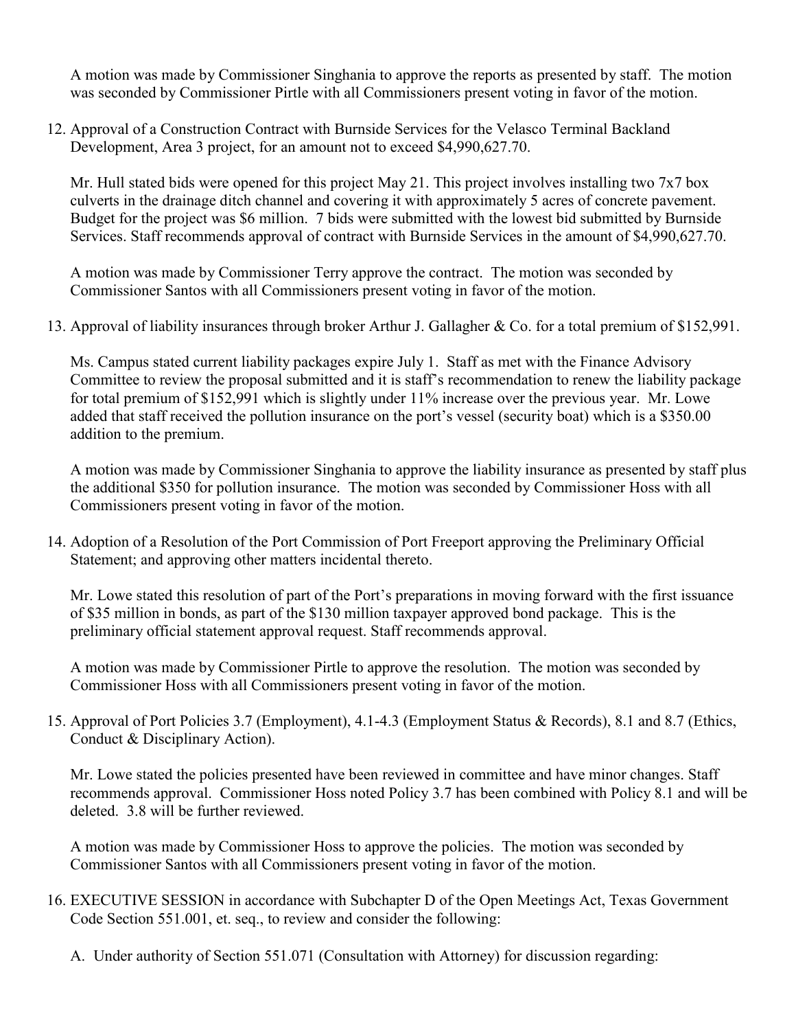A motion was made by Commissioner Singhania to approve the reports as presented by staff. The motion was seconded by Commissioner Pirtle with all Commissioners present voting in favor of the motion.

12. Approval of a Construction Contract with Burnside Services for the Velasco Terminal Backland Development, Area 3 project, for an amount not to exceed $4,990,627.70.

    Mr. Hull stated bids were opened for this project May 21. This project involves installing two 7x7 box culverts in the drainage ditch channel and covering it with approximately 5 acres of concrete pavement. Budget for the project was $6 million. 7 bids were submitted with the lowest bid submitted by Burnside Services. Staff recommends approval of contract with Burnside Services in the amount of $4,990,627.70.

    A motion was made by Commissioner Terry approve the contract. The motion was seconded by Commissioner Santos with all Commissioners present voting in favor of the motion.

13. Approval of liability insurances through broker Arthur J. Gallagher & Co. for a total premium of $152,991.

    Ms. Campus stated current liability packages expire July 1. Staff as met with the Finance Advisory Committee to review the proposal submitted and it is staff's recommendation to renew the liability package for total premium of $152,991 which is slightly under 11% increase over the previous year. Mr. Lowe added that staff received the pollution insurance on the port's vessel (security boat) which is a $350.00 addition to the premium.

    A motion was made by Commissioner Singhania to approve the liability insurance as presented by staff plus the additional $350 for pollution insurance. The motion was seconded by Commissioner Hoss with all Commissioners present voting in favor of the motion.

14. Adoption of a Resolution of the Port Commission of Port Freeport approving the Preliminary Official Statement; and approving other matters incidental thereto.

    Mr. Lowe stated this resolution of part of the Port's preparations in moving forward with the first issuance of $35 million in bonds, as part of the $130 million taxpayer approved bond package. This is the preliminary official statement approval request. Staff recommends approval.

    A motion was made by Commissioner Pirtle to approve the resolution. The motion was seconded by Commissioner Hoss with all Commissioners present voting in favor of the motion.

15. Approval of Port Policies 3.7 (Employment), 4.1-4.3 (Employment Status & Records), 8.1 and 8.7 (Ethics, Conduct & Disciplinary Action).

    Mr. Lowe stated the policies presented have been reviewed in committee and have minor changes. Staff recommends approval. Commissioner Hoss noted Policy 3.7 has been combined with Policy 8.1 and will be deleted. 3.8 will be further reviewed.

    A motion was made by Commissioner Hoss to approve the policies. The motion was seconded by Commissioner Santos with all Commissioners present voting in favor of the motion.

16. EXECUTIVE SESSION in accordance with Subchapter D of the Open Meetings Act, Texas Government Code Section 551.001, et. seq., to review and consider the following:

    A. Under authority of Section 551.071 (Consultation with Attorney) for discussion regarding: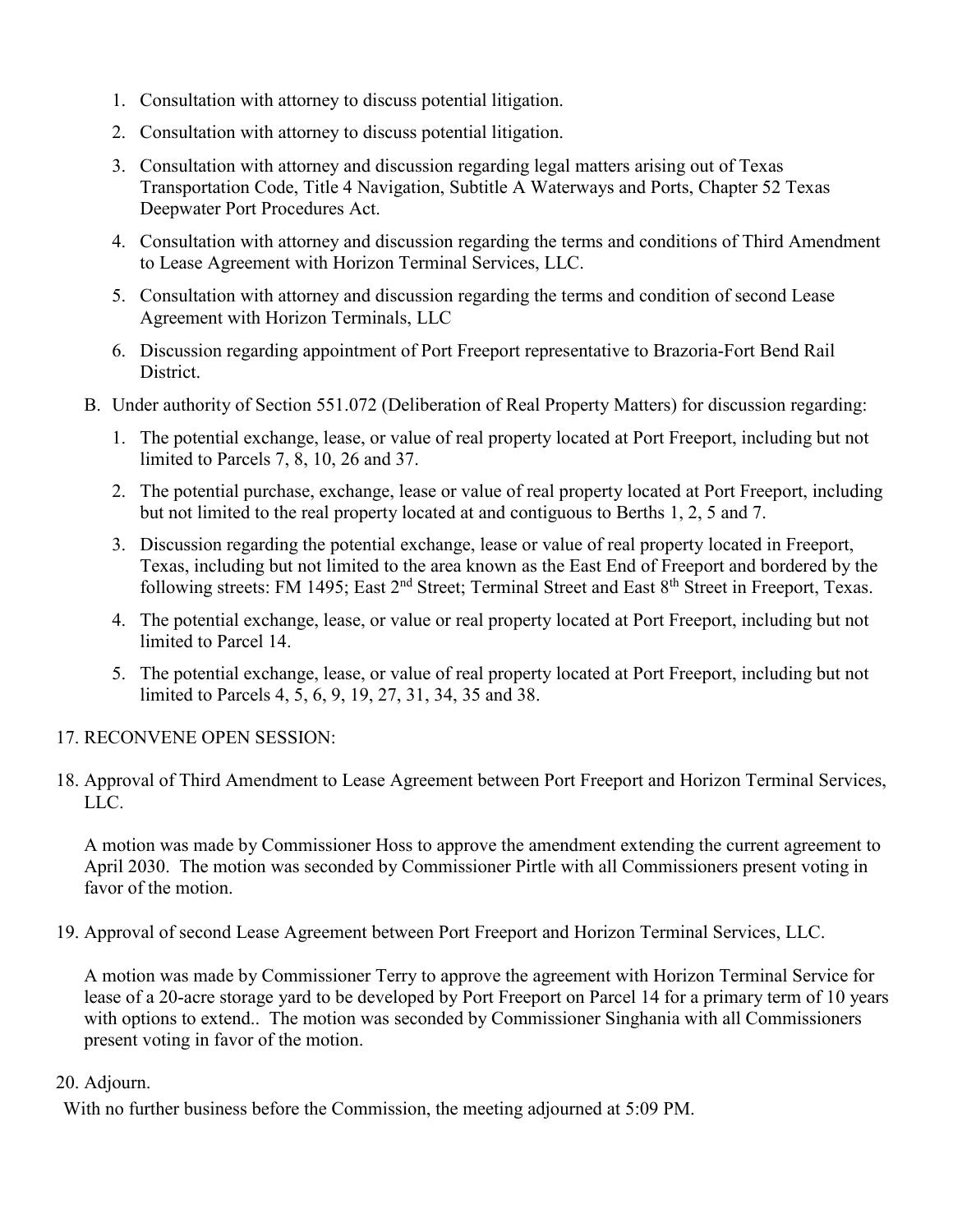1. Consultation with attorney to discuss potential litigation.
2. Consultation with attorney to discuss potential litigation.
3. Consultation with attorney and discussion regarding legal matters arising out of Texas Transportation Code, Title 4 Navigation, Subtitle A Waterways and Ports, Chapter 52 Texas Deepwater Port Procedures Act.
4. Consultation with attorney and discussion regarding the terms and conditions of Third Amendment to Lease Agreement with Horizon Terminal Services, LLC.
5. Consultation with attorney and discussion regarding the terms and condition of second Lease Agreement with Horizon Terminals, LLC
6. Discussion regarding appointment of Port Freeport representative to Brazoria-Fort Bend Rail District.

B. Under authority of Section 551.072 (Deliberation of Real Property Matters) for discussion regarding:

1. The potential exchange, lease, or value of real property located at Port Freeport, including but not limited to Parcels 7, 8, 10, 26 and 37.
2. The potential purchase, exchange, lease or value of real property located at Port Freeport, including but not limited to the real property located at and contiguous to Berths 1, 2, 5 and 7.
3. Discussion regarding the potential exchange, lease or value of real property located in Freeport, Texas, including but not limited to the area known as the East End of Freeport and bordered by the following streets: FM 1495; East 2nd Street; Terminal Street and East 8th Street in Freeport, Texas.
4. The potential exchange, lease, or value or real property located at Port Freeport, including but not limited to Parcel 14.
5. The potential exchange, lease, or value of real property located at Port Freeport, including but not limited to Parcels 4, 5, 6, 9, 19, 27, 31, 34, 35 and 38.

17. RECONVENE OPEN SESSION:

18. Approval of Third Amendment to Lease Agreement between Port Freeport and Horizon Terminal Services, LLC.

    A motion was made by Commissioner Hoss to approve the amendment extending the current agreement to April 2030. The motion was seconded by Commissioner Pirtle with all Commissioners present voting in favor of the motion.

19. Approval of second Lease Agreement between Port Freeport and Horizon Terminal Services, LLC.

    A motion was made by Commissioner Terry to approve the agreement with Horizon Terminal Service for lease of a 20-acre storage yard to be developed by Port Freeport on Parcel 14 for a primary term of 10 years with options to extend.. The motion was seconded by Commissioner Singhania with all Commissioners present voting in favor of the motion.

20. Adjourn.

With no further business before the Commission, the meeting adjourned at 5:09 PM.